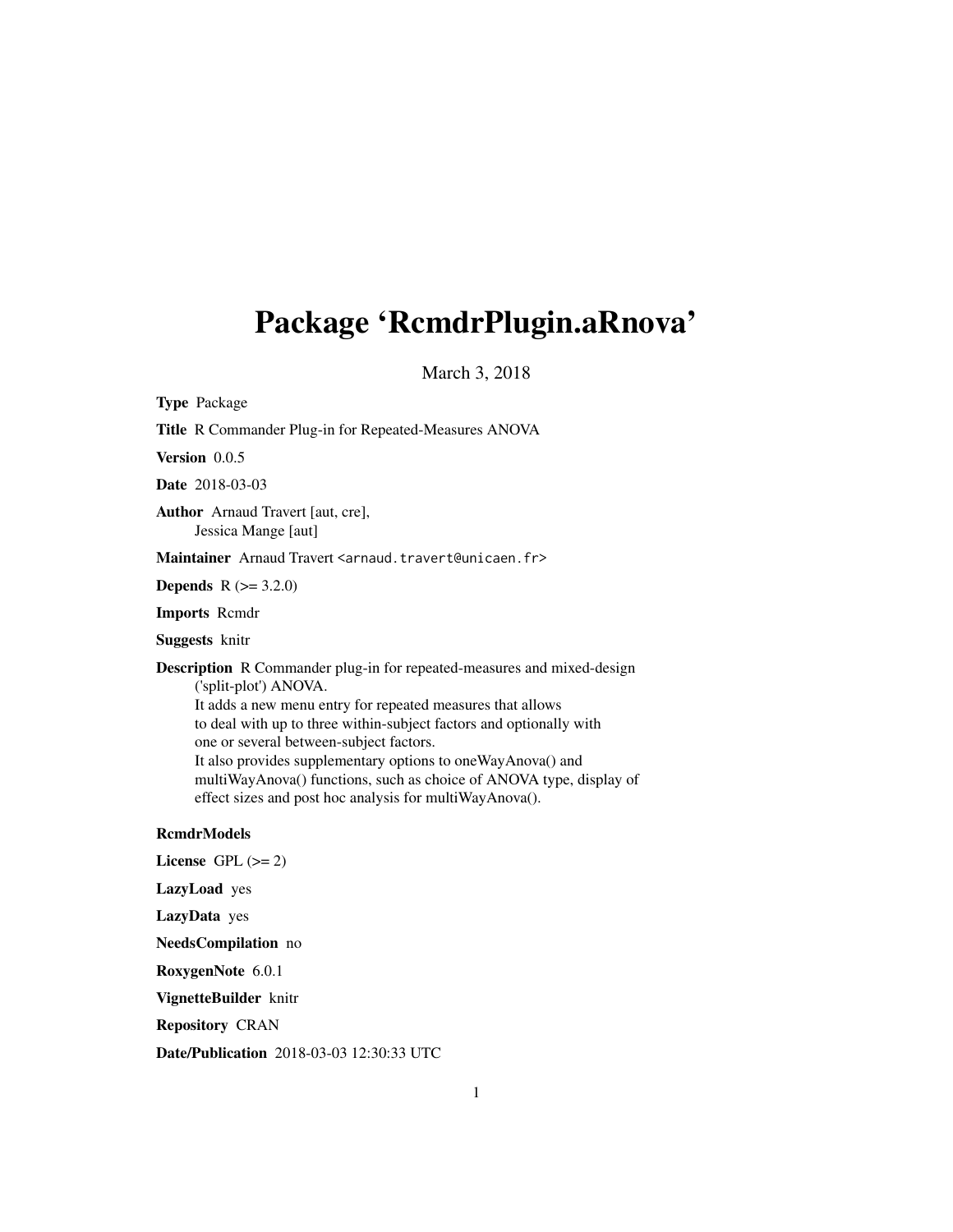# Package 'RcmdrPlugin.aRnova'

March 3, 2018

**Type** Package

**Title** R Commander Plug-in for Repeated-Measures ANOVA

**Version** 0.0.5

**Date** 2018-03-03

**Author** Arnaud Travert [aut, cre],
Jessica Mange [aut]

**Maintainer** Arnaud Travert <arnaud.travert@unicaen.fr>

**Depends** R (>= 3.2.0)

**Imports** Rcmdr

**Suggests** knitr

**Description** R Commander plug-in for repeated-measures and mixed-design ('split-plot') ANOVA.
It adds a new menu entry for repeated measures that allows to deal with up to three within-subject factors and optionally with one or several between-subject factors.
It also provides supplementary options to oneWayAnova() and multiWayAnova() functions, such as choice of ANOVA type, display of effect sizes and post hoc analysis for multiWayAnova().

**RcmdrModels**

**License** GPL (>= 2)

**LazyLoad** yes

**LazyData** yes

**NeedsCompilation** no

**RoxygenNote** 6.0.1

**VignetteBuilder** knitr

**Repository** CRAN

**Date/Publication** 2018-03-03 12:30:33 UTC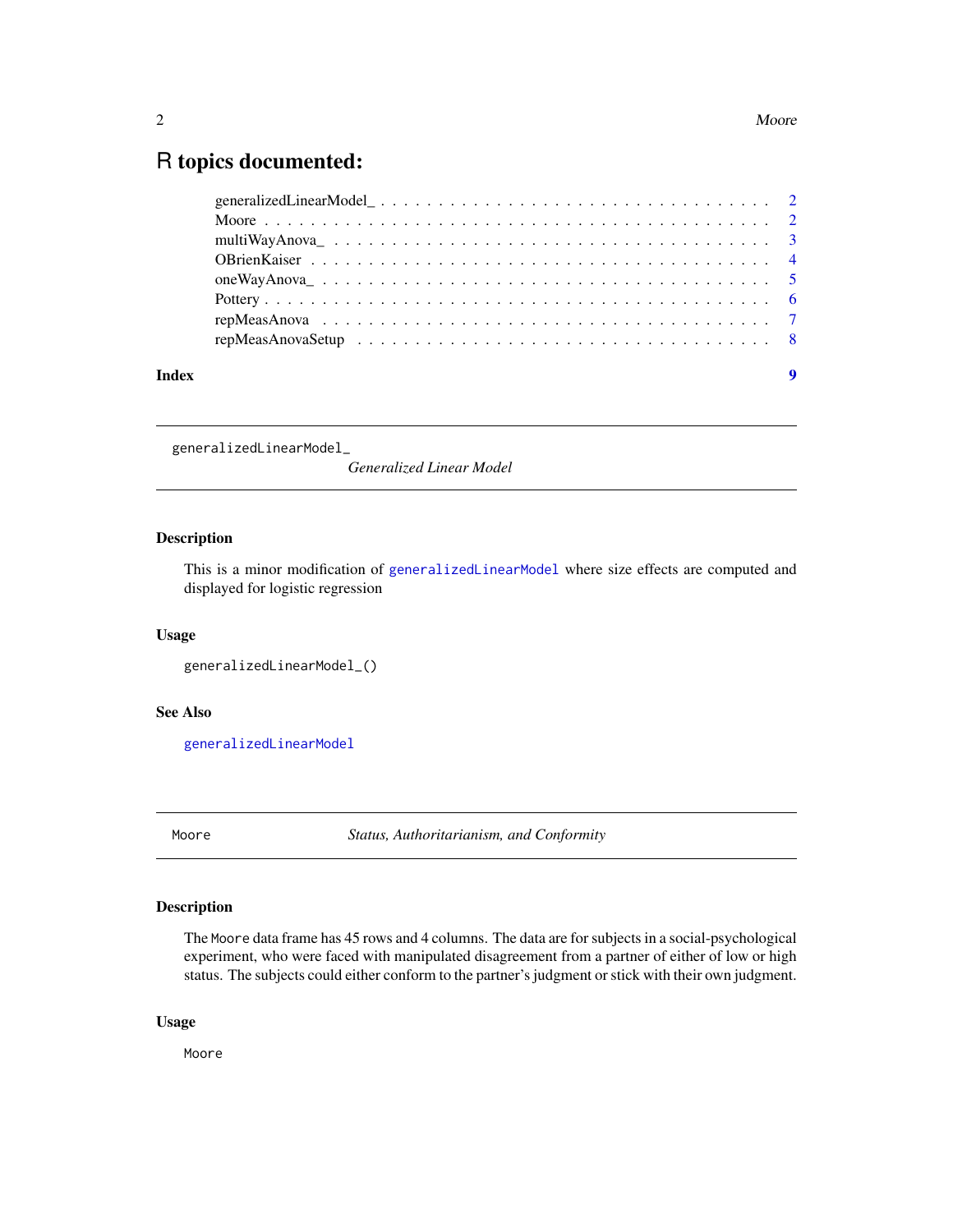# R topics documented:

- generalizedLinearModel_ . . . . . . . . . . . . . . . . . . . . . . . . . . . . . . . . . . 2
- Moore . . . . . . . . . . . . . . . . . . . . . . . . . . . . . . . . . . . . . . . . . . . . 2
- multiWayAnova_ . . . . . . . . . . . . . . . . . . . . . . . . . . . . . . . . . . . . . . . 3
- OBrienKaiser . . . . . . . . . . . . . . . . . . . . . . . . . . . . . . . . . . . . . . . . 4
- oneWayAnova_ . . . . . . . . . . . . . . . . . . . . . . . . . . . . . . . . . . . . . . . . 5
- Pottery . . . . . . . . . . . . . . . . . . . . . . . . . . . . . . . . . . . . . . . . . . . 6
- repMeasAnova . . . . . . . . . . . . . . . . . . . . . . . . . . . . . . . . . . . . . . . . 7
- repMeasAnovaSetup . . . . . . . . . . . . . . . . . . . . . . . . . . . . . . . . . . . . . 8

**Index** **9**

---

## generalizedLinearModel_ — *Generalized Linear Model*

### Description

This is a minor modification of `generalizedLinearModel` where size effects are computed and displayed for logistic regression

### Usage

```
generalizedLinearModel_()
```

### See Also

`generalizedLinearModel`

---

## Moore — *Status, Authoritarianism, and Conformity*

### Description

The `Moore` data frame has 45 rows and 4 columns. The data are for subjects in a social-psychological experiment, who were faced with manipulated disagreement from a partner of either of low or high status. The subjects could either conform to the partner's judgment or stick with their own judgment.

### Usage

```
Moore
```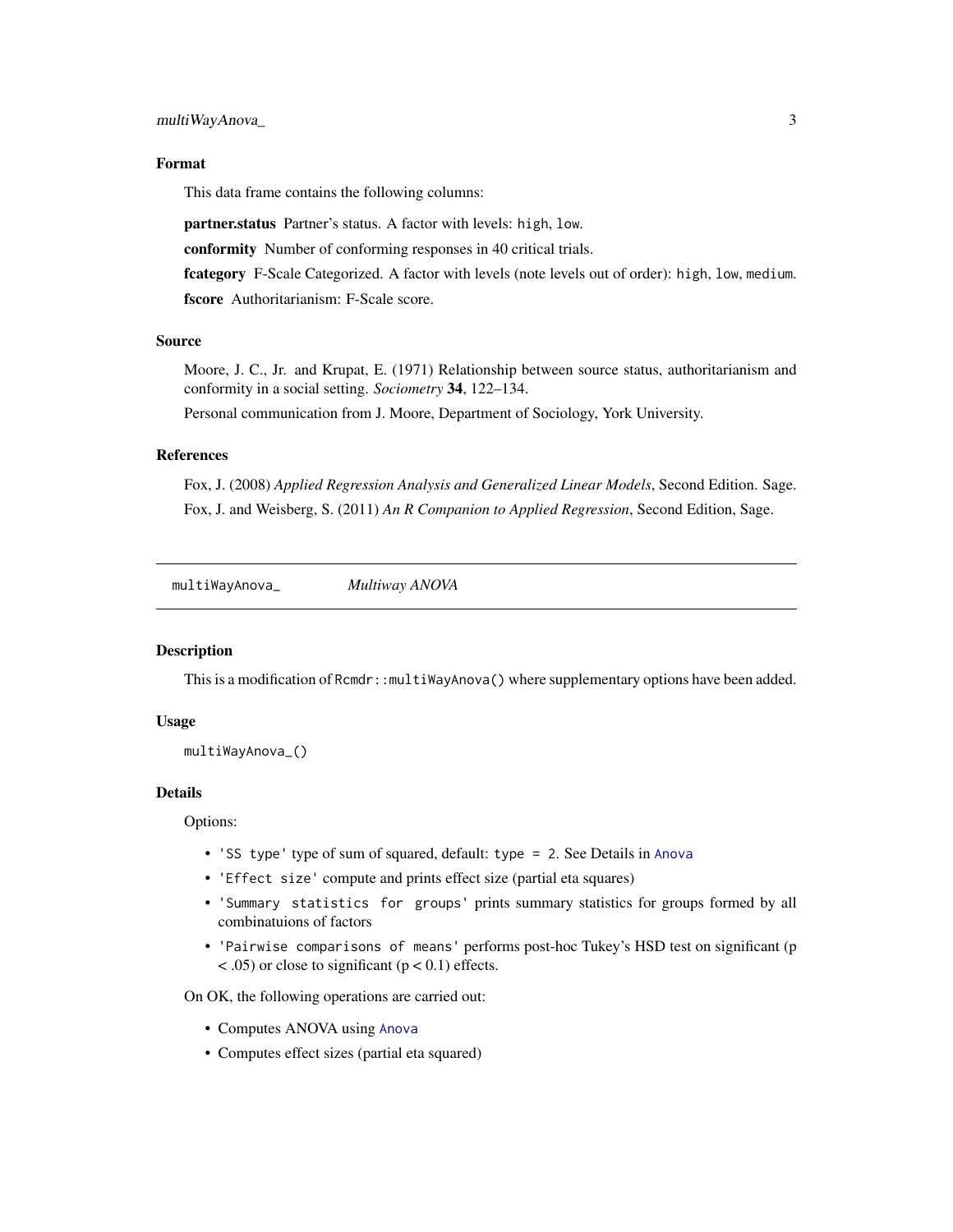### Format

This data frame contains the following columns:

**partner.status** Partner's status. A factor with levels: `high`, `low`.

**conformity** Number of conforming responses in 40 critical trials.

**fcategory** F-Scale Categorized. A factor with levels (note levels out of order): `high`, `low`, `medium`.

**fscore** Authoritarianism: F-Scale score.

### Source

Moore, J. C., Jr. and Krupat, E. (1971) Relationship between source status, authoritarianism and conformity in a social setting. *Sociometry* **34**, 122–134.

Personal communication from J. Moore, Department of Sociology, York University.

### References

Fox, J. (2008) *Applied Regression Analysis and Generalized Linear Models*, Second Edition. Sage.

Fox, J. and Weisberg, S. (2011) *An R Companion to Applied Regression*, Second Edition, Sage.

---

## multiWayAnova_ *Multiway ANOVA*

---

### Description

This is a modification of `Rcmdr::multiWayAnova()` where supplementary options have been added.

### Usage

```
multiWayAnova_()
```

### Details

Options:

- `'SS type'` type of sum of squared, default: `type = 2`. See Details in `Anova`
- `'Effect size'` compute and prints effect size (partial eta squares)
- `'Summary statistics for groups'` prints summary statistics for groups formed by all combinatuions of factors
- `'Pairwise comparisons of means'` performs post-hoc Tukey's HSD test on significant ($p < .05$) or close to significant ($p < 0.1$) effects.

On OK, the following operations are carried out:

- Computes ANOVA using `Anova`
- Computes effect sizes (partial eta squared)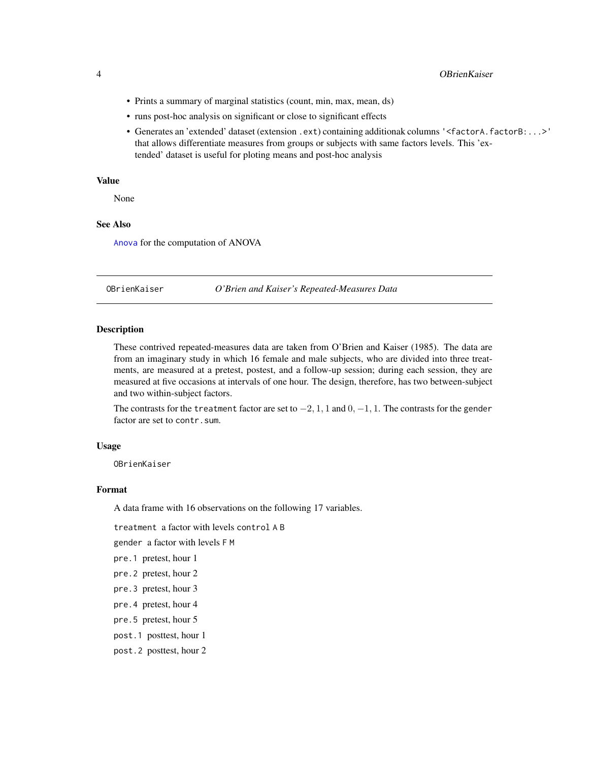- Prints a summary of marginal statistics (count, min, max, mean, ds)
- runs post-hoc analysis on significant or close to significant effects
- Generates an 'extended' dataset (extension `.ext`) containing additionak columns `'<factorA.factorB:...>'` that allows differentiate measures from groups or subjects with same factors levels. This 'extended' dataset is useful for ploting means and post-hoc analysis

### Value

None

### See Also

`Anova` for the computation of ANOVA

---

## OBrienKaiser — *O'Brien and Kaiser's Repeated-Measures Data*

### Description

These contrived repeated-measures data are taken from O'Brien and Kaiser (1985). The data are from an imaginary study in which 16 female and male subjects, who are divided into three treatments, are measured at a pretest, postest, and a follow-up session; during each session, they are measured at five occasions at intervals of one hour. The design, therefore, has two between-subject and two within-subject factors.

The contrasts for the `treatment` factor are set to $-2, 1, 1$ and $0, -1, 1$. The contrasts for the `gender` factor are set to `contr.sum`.

### Usage

```
OBrienKaiser
```

### Format

A data frame with 16 observations on the following 17 variables.

`treatment` a factor with levels `control` `A` `B`

`gender` a factor with levels `F` `M`

`pre.1` pretest, hour 1

`pre.2` pretest, hour 2

`pre.3` pretest, hour 3

`pre.4` pretest, hour 4

`pre.5` pretest, hour 5

`post.1` posttest, hour 1

`post.2` posttest, hour 2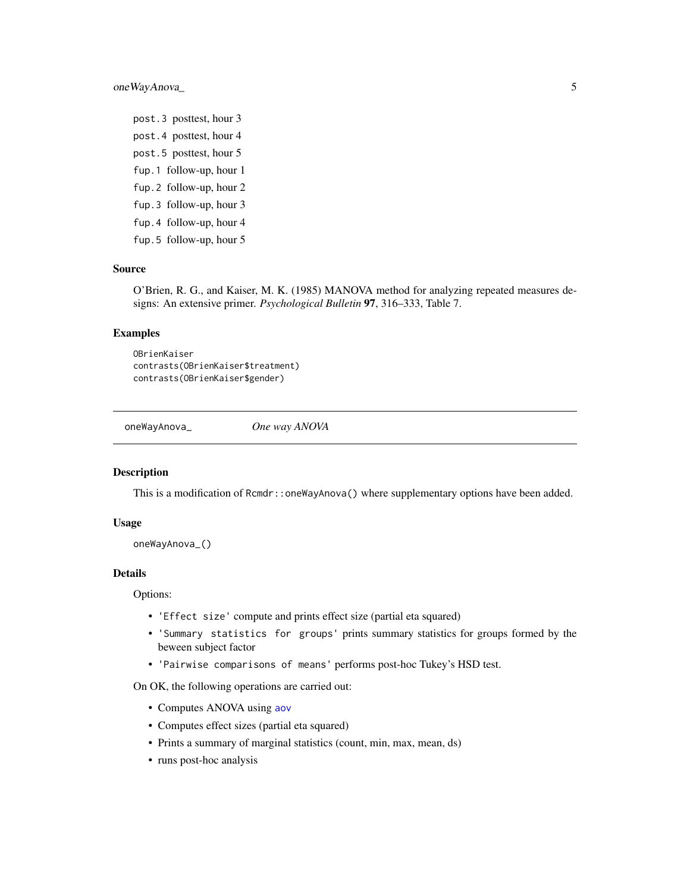post.3 posttest, hour 3

post.4 posttest, hour 4

post.5 posttest, hour 5

fup.1 follow-up, hour 1

fup.2 follow-up, hour 2

fup.3 follow-up, hour 3

fup.4 follow-up, hour 4

fup.5 follow-up, hour 5

### Source

O'Brien, R. G., and Kaiser, M. K. (1985) MANOVA method for analyzing repeated measures designs: An extensive primer. *Psychological Bulletin* **97**, 316–333, Table 7.

### Examples

```
OBrienKaiser
contrasts(OBrienKaiser$treatment)
contrasts(OBrienKaiser$gender)
```

---

## oneWayAnova_ *One way ANOVA*

---

### Description

This is a modification of Rcmdr::oneWayAnova() where supplementary options have been added.

### Usage

```
oneWayAnova_()
```

### Details

Options:

- 'Effect size' compute and prints effect size (partial eta squared)
- 'Summary statistics for groups' prints summary statistics for groups formed by the beween subject factor
- 'Pairwise comparisons of means' performs post-hoc Tukey's HSD test.

On OK, the following operations are carried out:

- Computes ANOVA using aov
- Computes effect sizes (partial eta squared)
- Prints a summary of marginal statistics (count, min, max, mean, ds)
- runs post-hoc analysis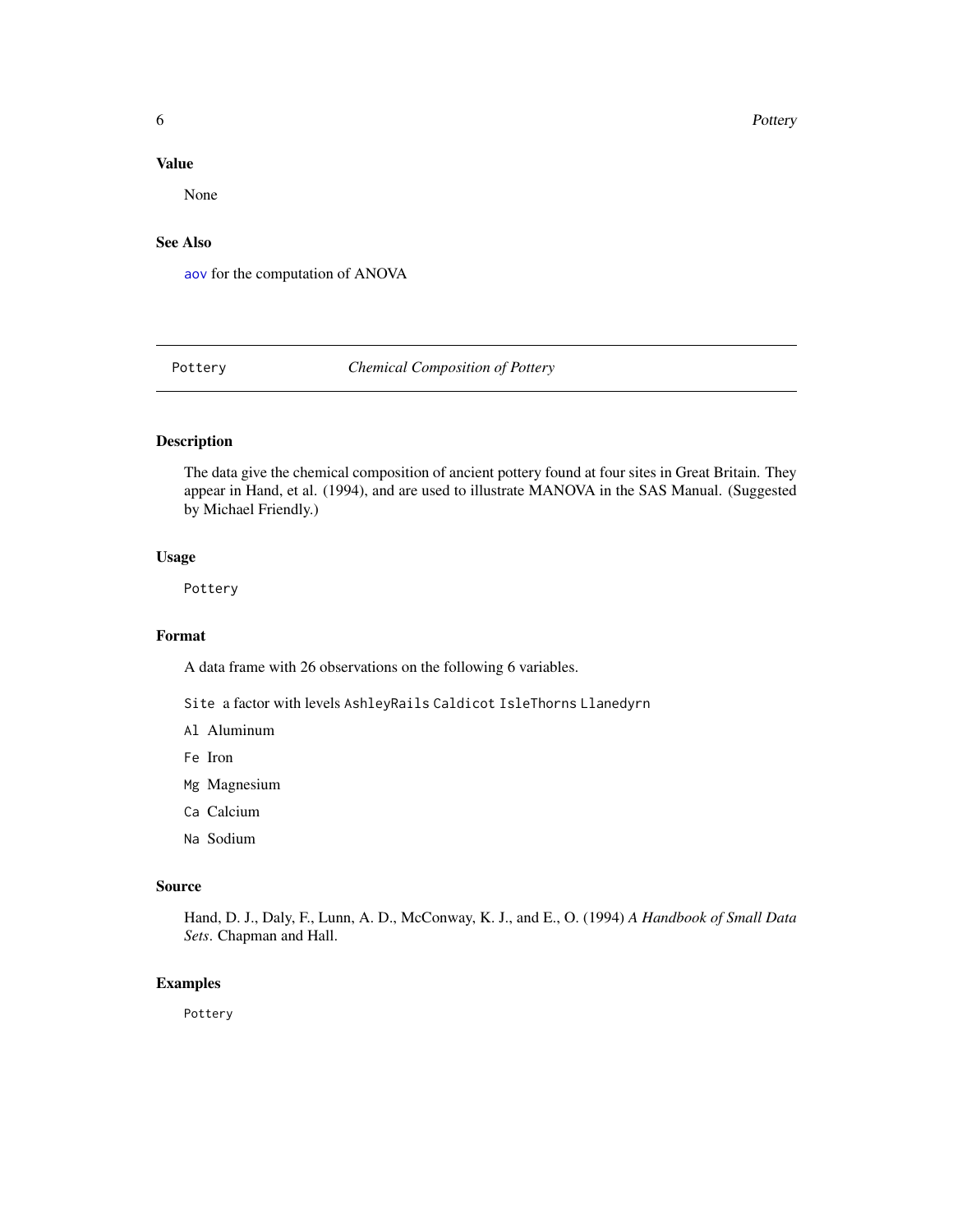### Value

None

### See Also

`aov` for the computation of ANOVA

---

## Pottery — *Chemical Composition of Pottery*

---

### Description

The data give the chemical composition of ancient pottery found at four sites in Great Britain. They appear in Hand, et al. (1994), and are used to illustrate MANOVA in the SAS Manual. (Suggested by Michael Friendly.)

### Usage

```
Pottery
```

### Format

A data frame with 26 observations on the following 6 variables.

- `Site` a factor with levels `AshleyRails` `Caldicot` `IsleThorns` `Llanedyrn`
- `Al` Aluminum
- `Fe` Iron
- `Mg` Magnesium
- `Ca` Calcium
- `Na` Sodium

### Source

Hand, D. J., Daly, F., Lunn, A. D., McConway, K. J., and E., O. (1994) *A Handbook of Small Data Sets*. Chapman and Hall.

### Examples

```
Pottery
```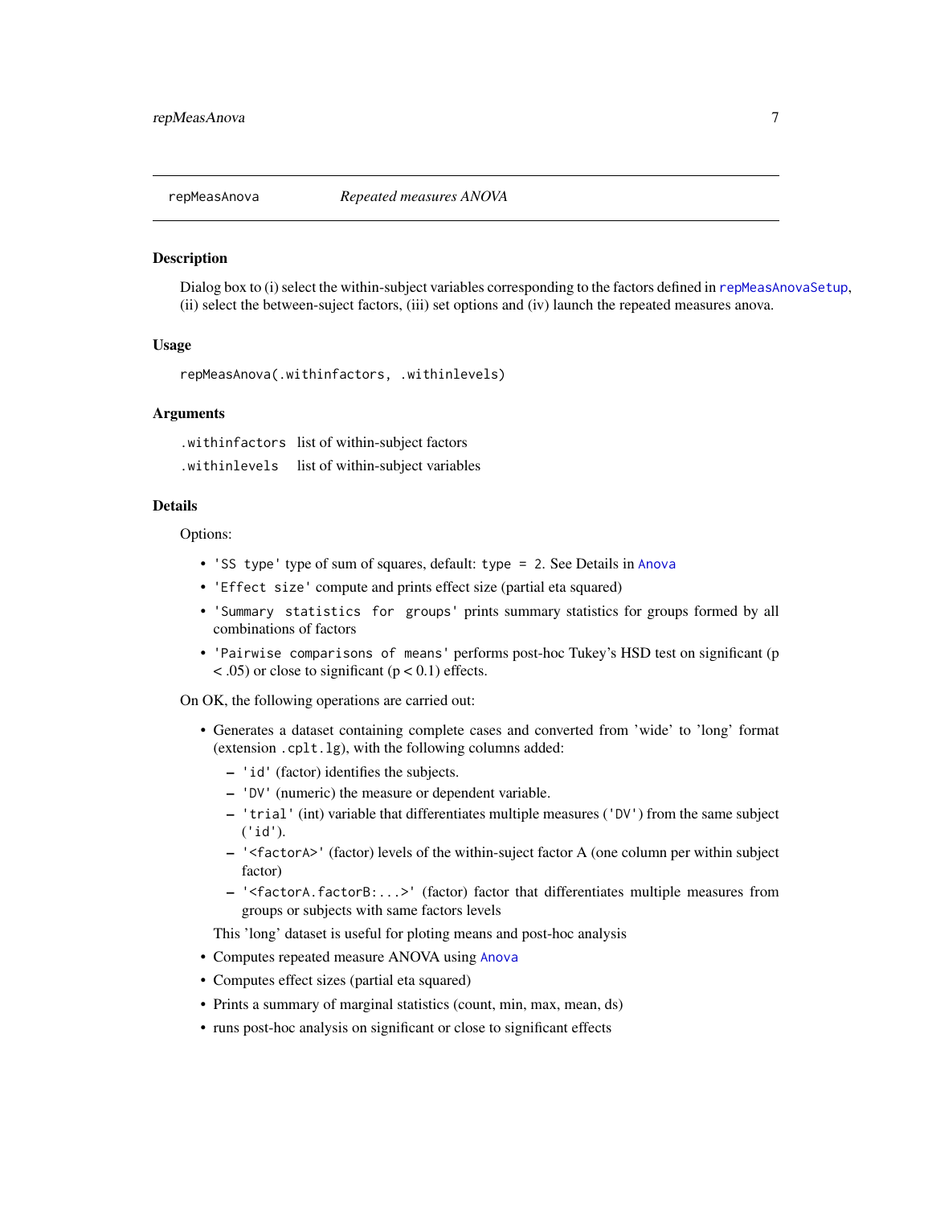## repMeasAnova — *Repeated measures ANOVA*

### Description

Dialog box to (i) select the within-subject variables corresponding to the factors defined in `repMeasAnovaSetup`, (ii) select the between-suject factors, (iii) set options and (iv) launch the repeated measures anova.

### Usage

```
repMeasAnova(.withinfactors, .withinlevels)
```

### Arguments

| | |
|---|---|
| `.withinfactors` | list of within-subject factors |
| `.withinlevels` | list of within-subject variables |

### Details

Options:

- `'SS type'` type of sum of squares, default: `type = 2`. See Details in `Anova`
- `'Effect size'` compute and prints effect size (partial eta squared)
- `'Summary statistics for groups'` prints summary statistics for groups formed by all combinations of factors
- `'Pairwise comparisons of means'` performs post-hoc Tukey's HSD test on significant ($p < .05$) or close to significant ($p < 0.1$) effects.

On OK, the following operations are carried out:

- Generates a dataset containing complete cases and converted from 'wide' to 'long' format (extension `.cplt.lg`), with the following columns added:
  - `'id'` (factor) identifies the subjects.
  - `'DV'` (numeric) the measure or dependent variable.
  - `'trial'` (int) variable that differentiates multiple measures (`'DV'`) from the same subject (`'id'`).
  - `'<factorA>'` (factor) levels of the within-suject factor A (one column per within subject factor)
  - `'<factorA.factorB:...>'` (factor) factor that differentiates multiple measures from groups or subjects with same factors levels

  This 'long' dataset is useful for ploting means and post-hoc analysis
- Computes repeated measure ANOVA using `Anova`
- Computes effect sizes (partial eta squared)
- Prints a summary of marginal statistics (count, min, max, mean, ds)
- runs post-hoc analysis on significant or close to significant effects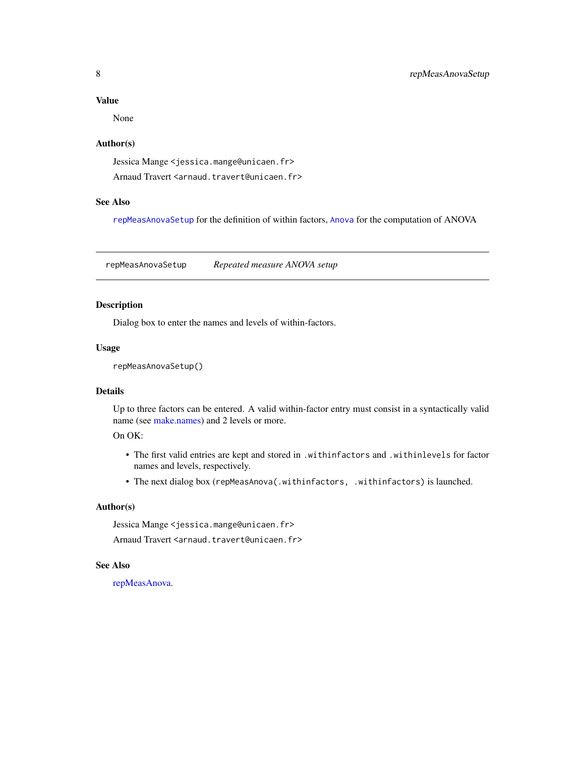### Value

None

### Author(s)

Jessica Mange <jessica.mange@unicaen.fr>

Arnaud Travert <arnaud.travert@unicaen.fr>

### See Also

`repMeasAnovaSetup` for the definition of within factors, `Anova` for the computation of ANOVA

---

## repMeasAnovaSetup    *Repeated measure ANOVA setup*

---

### Description

Dialog box to enter the names and levels of within-factors.

### Usage

```
repMeasAnovaSetup()
```

### Details

Up to three factors can be entered. A valid within-factor entry must consist in a syntactically valid name (see make.names) and 2 levels or more.

On OK:

- The first valid entries are kept and stored in `.withinfactors` and `.withinlevels` for factor names and levels, respectively.
- The next dialog box (`repMeasAnova(.withinfactors, .withinfactors)`) is launched.

### Author(s)

Jessica Mange <jessica.mange@unicaen.fr>

Arnaud Travert <arnaud.travert@unicaen.fr>

### See Also

repMeasAnova.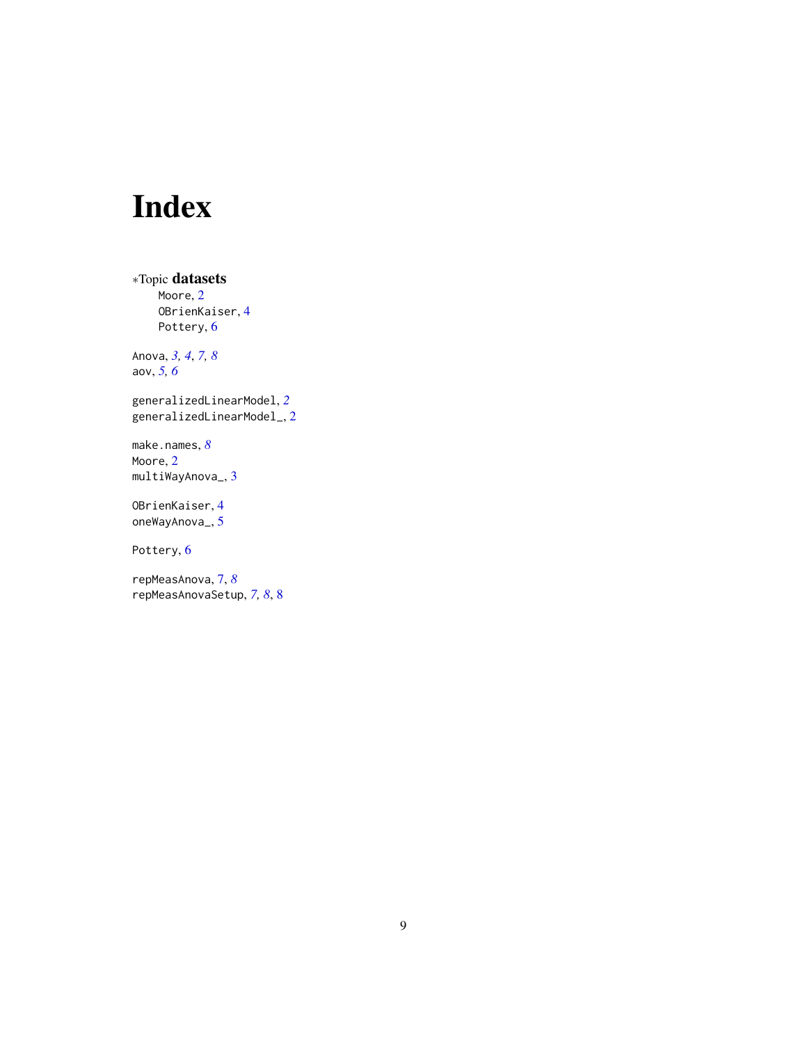# Index

∗Topic **datasets**

Moore, 2
OBrienKaiser, 4
Pottery, 6

Anova, *3, 4*, *7, 8*
aov, *5, 6*

generalizedLinearModel, *2*
generalizedLinearModel_, 2

make.names, *8*
Moore, 2
multiWayAnova_, 3

OBrienKaiser, 4
oneWayAnova_, 5

Pottery, 6

repMeasAnova, 7, *8*
repMeasAnovaSetup, *7, 8*, 8